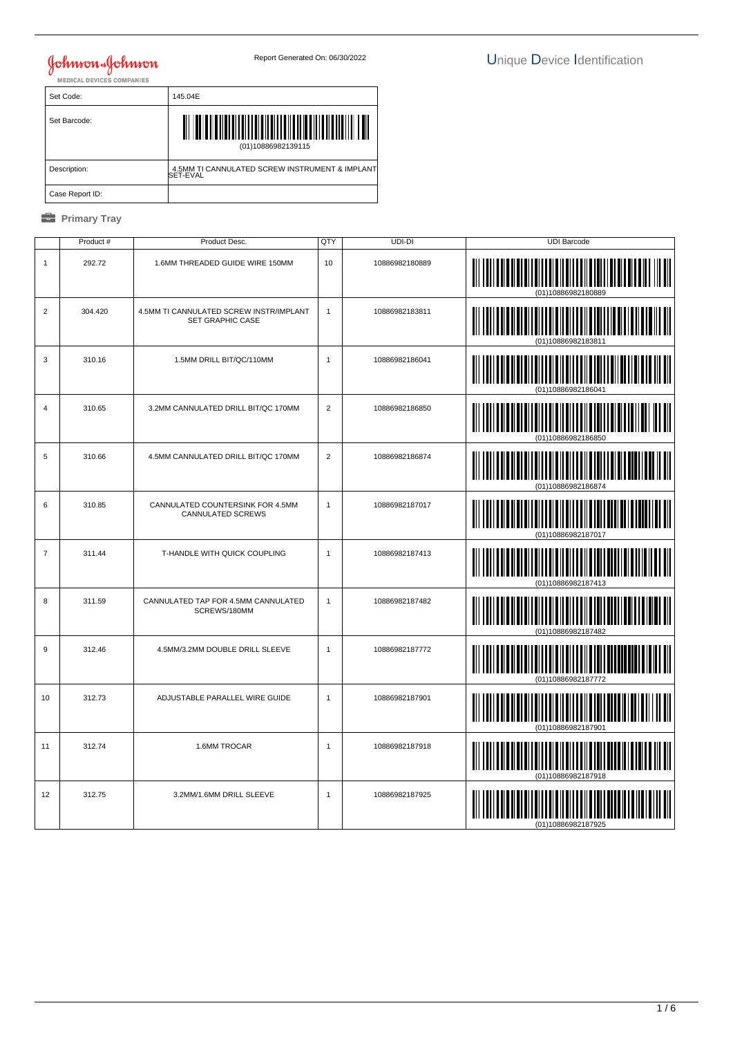Johnson & Johnson
MEDICAL DEVICES COMPANIES

Report Generated On: 06/30/2022

# Unique Device Identification

| Set Code: | 145.04E |
|---|---|
| Set Barcode: | (01)10886982139115 |
| Description: | 4.5MM TI CANNULATED SCREW INSTRUMENT & IMPLANT SET-EVAL |
| Case Report ID: | |

## Primary Tray

| | Product # | Product Desc. | QTY | UDI-DI | UDI Barcode |
|---|---|---|---|---|---|
| 1 | 292.72 | 1.6MM THREADED GUIDE WIRE 150MM | 10 | 10886982180889 | (01)10886982180889 |
| 2 | 304.420 | 4.5MM TI CANNULATED SCREW INSTR/IMPLANT SET GRAPHIC CASE | 1 | 10886982183811 | (01)10886982183811 |
| 3 | 310.16 | 1.5MM DRILL BIT/QC/110MM | 1 | 10886982186041 | (01)10886982186041 |
| 4 | 310.65 | 3.2MM CANNULATED DRILL BIT/QC 170MM | 2 | 10886982186850 | (01)10886982186850 |
| 5 | 310.66 | 4.5MM CANNULATED DRILL BIT/QC 170MM | 2 | 10886982186874 | (01)10886982186874 |
| 6 | 310.85 | CANNULATED COUNTERSINK FOR 4.5MM CANNULATED SCREWS | 1 | 10886982187017 | (01)10886982187017 |
| 7 | 311.44 | T-HANDLE WITH QUICK COUPLING | 1 | 10886982187413 | (01)10886982187413 |
| 8 | 311.59 | CANNULATED TAP FOR 4.5MM CANNULATED SCREWS/180MM | 1 | 10886982187482 | (01)10886982187482 |
| 9 | 312.46 | 4.5MM/3.2MM DOUBLE DRILL SLEEVE | 1 | 10886982187772 | (01)10886982187772 |
| 10 | 312.73 | ADJUSTABLE PARALLEL WIRE GUIDE | 1 | 10886982187901 | (01)10886982187901 |
| 11 | 312.74 | 1.6MM TROCAR | 1 | 10886982187918 | (01)10886982187918 |
| 12 | 312.75 | 3.2MM/1.6MM DRILL SLEEVE | 1 | 10886982187925 | (01)10886982187925 |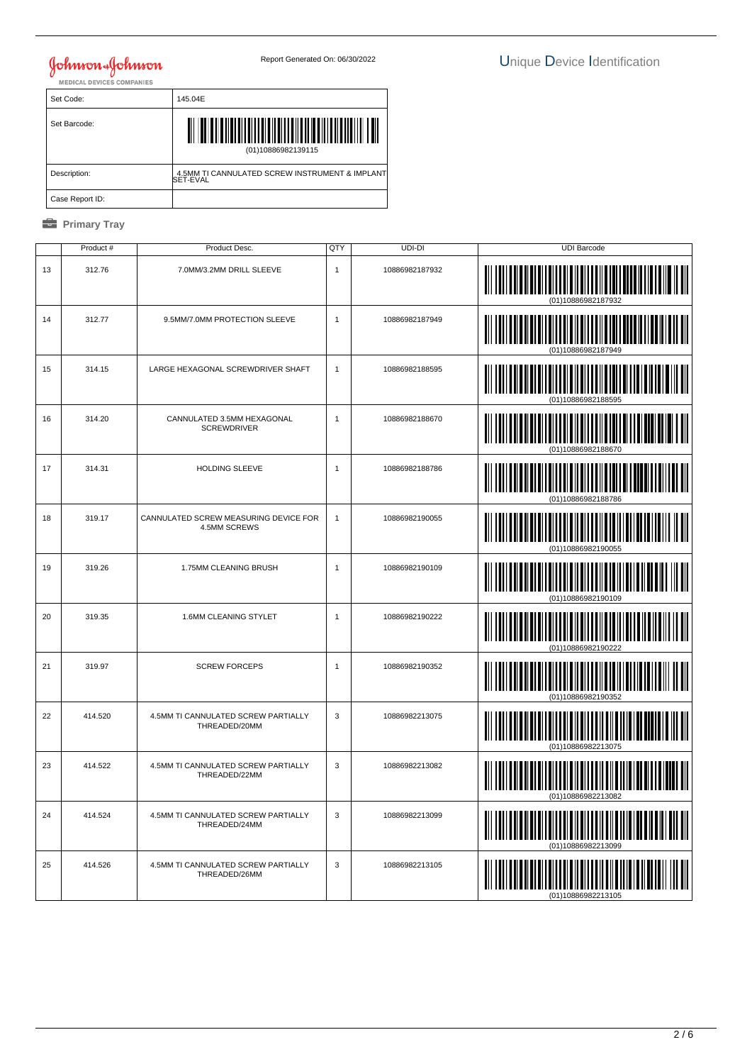Johnson & Johnson MEDICAL DEVICES COMPANIES

Report Generated On: 06/30/2022

# Unique Device Identification

| Set Code: | 145.04E |
| --- | --- |
| Set Barcode: | (01)10886982139115 |
| Description: | 4.5MM TI CANNULATED SCREW INSTRUMENT & IMPLANT SET-EVAL |
| Case Report ID: | |

## Primary Tray

| | Product # | Product Desc. | QTY | UDI-DI | UDI Barcode |
| --- | --- | --- | --- | --- | --- |
| 13 | 312.76 | 7.0MM/3.2MM DRILL SLEEVE | 1 | 10886982187932 | (01)10886982187932 |
| 14 | 312.77 | 9.5MM/7.0MM PROTECTION SLEEVE | 1 | 10886982187949 | (01)10886982187949 |
| 15 | 314.15 | LARGE HEXAGONAL SCREWDRIVER SHAFT | 1 | 10886982188595 | (01)10886982188595 |
| 16 | 314.20 | CANNULATED 3.5MM HEXAGONAL SCREWDRIVER | 1 | 10886982188670 | (01)10886982188670 |
| 17 | 314.31 | HOLDING SLEEVE | 1 | 10886982188786 | (01)10886982188786 |
| 18 | 319.17 | CANNULATED SCREW MEASURING DEVICE FOR 4.5MM SCREWS | 1 | 10886982190055 | (01)10886982190055 |
| 19 | 319.26 | 1.75MM CLEANING BRUSH | 1 | 10886982190109 | (01)10886982190109 |
| 20 | 319.35 | 1.6MM CLEANING STYLET | 1 | 10886982190222 | (01)10886982190222 |
| 21 | 319.97 | SCREW FORCEPS | 1 | 10886982190352 | (01)10886982190352 |
| 22 | 414.520 | 4.5MM TI CANNULATED SCREW PARTIALLY THREADED/20MM | 3 | 10886982213075 | (01)10886982213075 |
| 23 | 414.522 | 4.5MM TI CANNULATED SCREW PARTIALLY THREADED/22MM | 3 | 10886982213082 | (01)10886982213082 |
| 24 | 414.524 | 4.5MM TI CANNULATED SCREW PARTIALLY THREADED/24MM | 3 | 10886982213099 | (01)10886982213099 |
| 25 | 414.526 | 4.5MM TI CANNULATED SCREW PARTIALLY THREADED/26MM | 3 | 10886982213105 | (01)10886982213105 |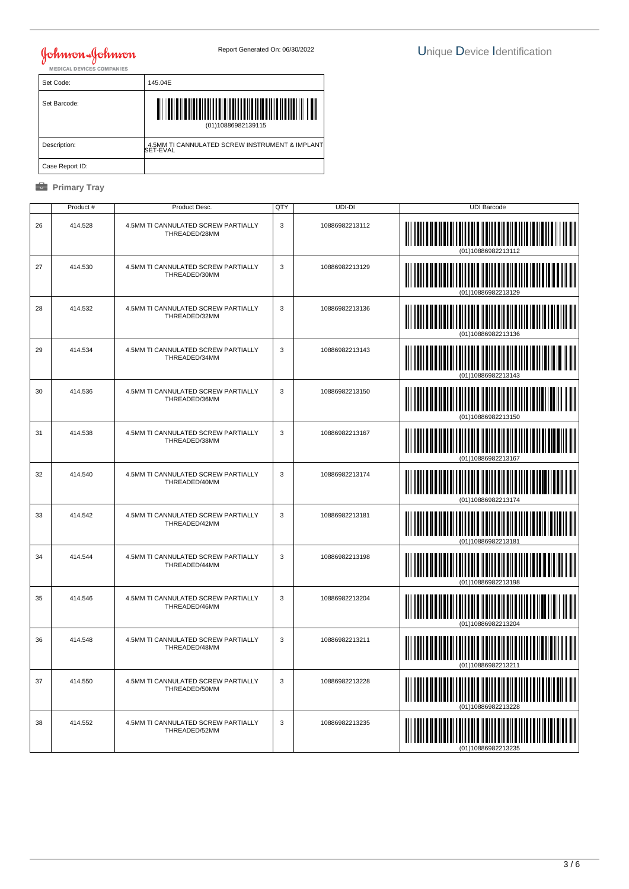Johnson & Johnson MEDICAL DEVICES COMPANIES

Report Generated On: 06/30/2022

# Unique Device Identification

| Set Code: | 145.04E |
|---|---|
| Set Barcode: | (01)10886982139115 |
| Description: | 4.5MM TI CANNULATED SCREW INSTRUMENT & IMPLANT SET-EVAL |
| Case Report ID: | |

**Primary Tray**

| | Product # | Product Desc. | QTY | UDI-DI | UDI Barcode |
|---|---|---|---|---|---|
| 26 | 414.528 | 4.5MM TI CANNULATED SCREW PARTIALLY THREADED/28MM | 3 | 10886982213112 | (01)10886982213112 |
| 27 | 414.530 | 4.5MM TI CANNULATED SCREW PARTIALLY THREADED/30MM | 3 | 10886982213129 | (01)10886982213129 |
| 28 | 414.532 | 4.5MM TI CANNULATED SCREW PARTIALLY THREADED/32MM | 3 | 10886982213136 | (01)10886982213136 |
| 29 | 414.534 | 4.5MM TI CANNULATED SCREW PARTIALLY THREADED/34MM | 3 | 10886982213143 | (01)10886982213143 |
| 30 | 414.536 | 4.5MM TI CANNULATED SCREW PARTIALLY THREADED/36MM | 3 | 10886982213150 | (01)10886982213150 |
| 31 | 414.538 | 4.5MM TI CANNULATED SCREW PARTIALLY THREADED/38MM | 3 | 10886982213167 | (01)10886982213167 |
| 32 | 414.540 | 4.5MM TI CANNULATED SCREW PARTIALLY THREADED/40MM | 3 | 10886982213174 | (01)10886982213174 |
| 33 | 414.542 | 4.5MM TI CANNULATED SCREW PARTIALLY THREADED/42MM | 3 | 10886982213181 | (01)10886982213181 |
| 34 | 414.544 | 4.5MM TI CANNULATED SCREW PARTIALLY THREADED/44MM | 3 | 10886982213198 | (01)10886982213198 |
| 35 | 414.546 | 4.5MM TI CANNULATED SCREW PARTIALLY THREADED/46MM | 3 | 10886982213204 | (01)10886982213204 |
| 36 | 414.548 | 4.5MM TI CANNULATED SCREW PARTIALLY THREADED/48MM | 3 | 10886982213211 | (01)10886982213211 |
| 37 | 414.550 | 4.5MM TI CANNULATED SCREW PARTIALLY THREADED/50MM | 3 | 10886982213228 | (01)10886982213228 |
| 38 | 414.552 | 4.5MM TI CANNULATED SCREW PARTIALLY THREADED/52MM | 3 | 10886982213235 | (01)10886982213235 |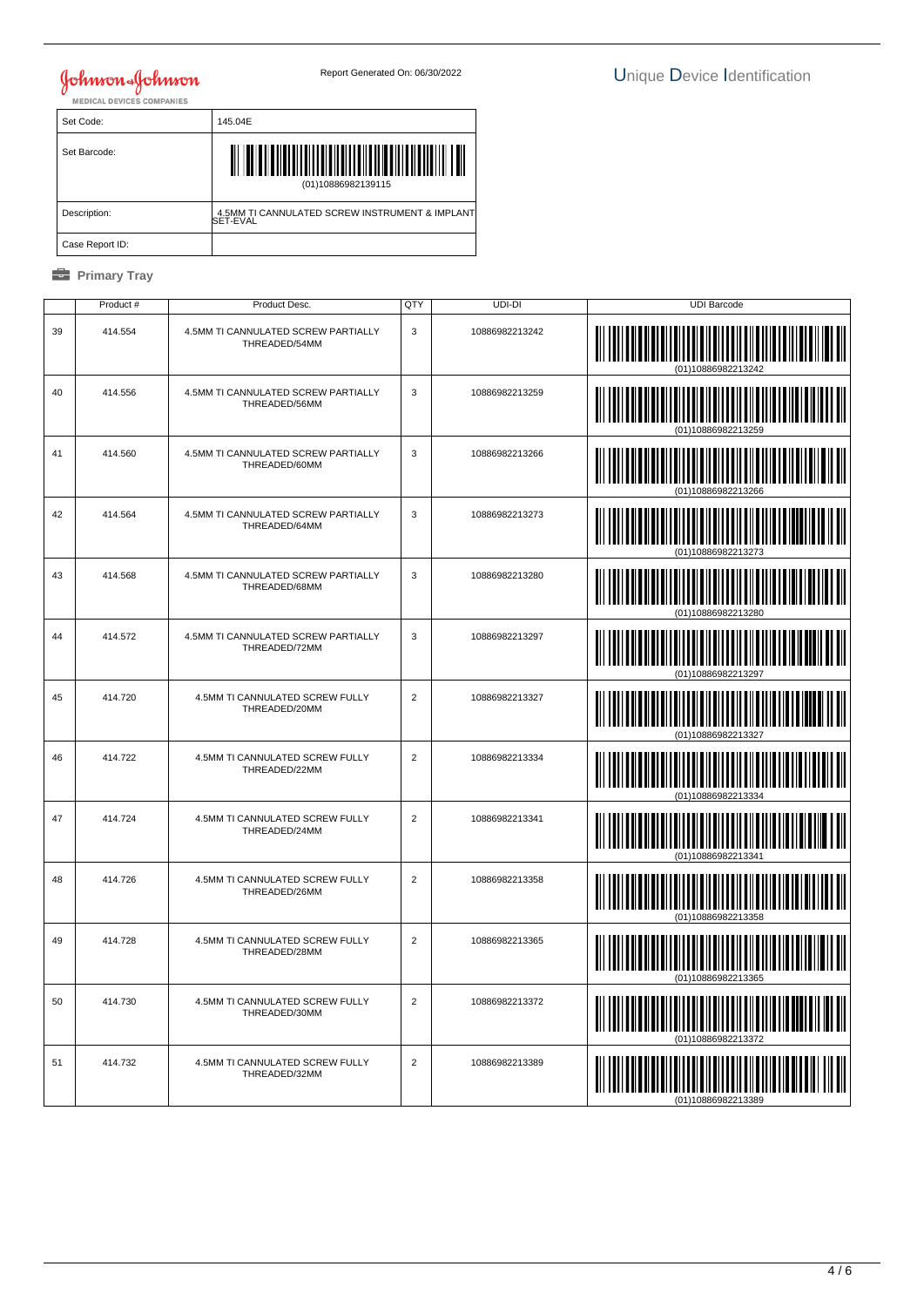Johnson & Johnson
MEDICAL DEVICES COMPANIES

Report Generated On: 06/30/2022

# Unique Device Identification

| Set Code: | 145.04E |
|---|---|
| Set Barcode: | (01)10886982139115 |
| Description: | 4.5MM TI CANNULATED SCREW INSTRUMENT & IMPLANT SET-EVAL |
| Case Report ID: | |

## Primary Tray

| | Product # | Product Desc. | QTY | UDI-DI | UDI Barcode |
|---|---|---|---|---|---|
| 39 | 414.554 | 4.5MM TI CANNULATED SCREW PARTIALLY THREADED/54MM | 3 | 10886982213242 | (01)10886982213242 |
| 40 | 414.556 | 4.5MM TI CANNULATED SCREW PARTIALLY THREADED/56MM | 3 | 10886982213259 | (01)10886982213259 |
| 41 | 414.560 | 4.5MM TI CANNULATED SCREW PARTIALLY THREADED/60MM | 3 | 10886982213266 | (01)10886982213266 |
| 42 | 414.564 | 4.5MM TI CANNULATED SCREW PARTIALLY THREADED/64MM | 3 | 10886982213273 | (01)10886982213273 |
| 43 | 414.568 | 4.5MM TI CANNULATED SCREW PARTIALLY THREADED/68MM | 3 | 10886982213280 | (01)10886982213280 |
| 44 | 414.572 | 4.5MM TI CANNULATED SCREW PARTIALLY THREADED/72MM | 3 | 10886982213297 | (01)10886982213297 |
| 45 | 414.720 | 4.5MM TI CANNULATED SCREW FULLY THREADED/20MM | 2 | 10886982213327 | (01)10886982213327 |
| 46 | 414.722 | 4.5MM TI CANNULATED SCREW FULLY THREADED/22MM | 2 | 10886982213334 | (01)10886982213334 |
| 47 | 414.724 | 4.5MM TI CANNULATED SCREW FULLY THREADED/24MM | 2 | 10886982213341 | (01)10886982213341 |
| 48 | 414.726 | 4.5MM TI CANNULATED SCREW FULLY THREADED/26MM | 2 | 10886982213358 | (01)10886982213358 |
| 49 | 414.728 | 4.5MM TI CANNULATED SCREW FULLY THREADED/28MM | 2 | 10886982213365 | (01)10886982213365 |
| 50 | 414.730 | 4.5MM TI CANNULATED SCREW FULLY THREADED/30MM | 2 | 10886982213372 | (01)10886982213372 |
| 51 | 414.732 | 4.5MM TI CANNULATED SCREW FULLY THREADED/32MM | 2 | 10886982213389 | (01)10886982213389 |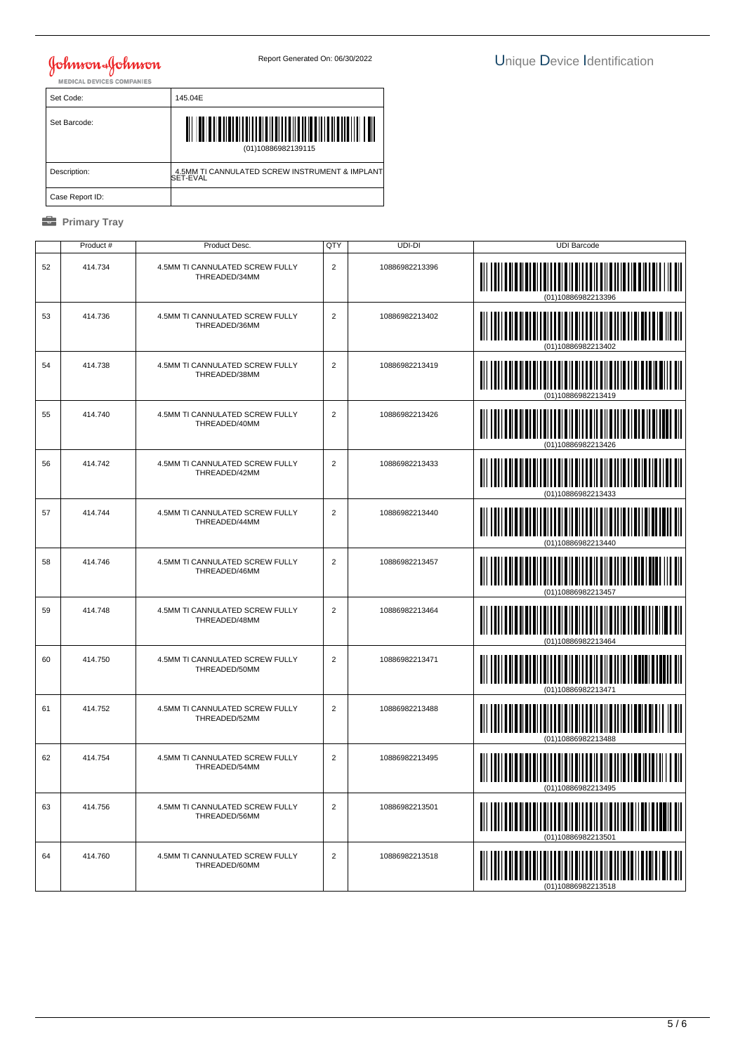Johnson & Johnson
MEDICAL DEVICES COMPANIES

Report Generated On: 06/30/2022

# Unique Device Identification

| Set Code: | 145.04E |
|---|---|
| Set Barcode: | (01)10886982139115 |
| Description: | 4.5MM TI CANNULATED SCREW INSTRUMENT & IMPLANT SET-EVAL |
| Case Report ID: | |

## Primary Tray

| | Product # | Product Desc. | QTY | UDI-DI | UDI Barcode |
|---|---|---|---|---|---|
| 52 | 414.734 | 4.5MM TI CANNULATED SCREW FULLY THREADED/34MM | 2 | 10886982213396 | (01)10886982213396 |
| 53 | 414.736 | 4.5MM TI CANNULATED SCREW FULLY THREADED/36MM | 2 | 10886982213402 | (01)10886982213402 |
| 54 | 414.738 | 4.5MM TI CANNULATED SCREW FULLY THREADED/38MM | 2 | 10886982213419 | (01)10886982213419 |
| 55 | 414.740 | 4.5MM TI CANNULATED SCREW FULLY THREADED/40MM | 2 | 10886982213426 | (01)10886982213426 |
| 56 | 414.742 | 4.5MM TI CANNULATED SCREW FULLY THREADED/42MM | 2 | 10886982213433 | (01)10886982213433 |
| 57 | 414.744 | 4.5MM TI CANNULATED SCREW FULLY THREADED/44MM | 2 | 10886982213440 | (01)10886982213440 |
| 58 | 414.746 | 4.5MM TI CANNULATED SCREW FULLY THREADED/46MM | 2 | 10886982213457 | (01)10886982213457 |
| 59 | 414.748 | 4.5MM TI CANNULATED SCREW FULLY THREADED/48MM | 2 | 10886982213464 | (01)10886982213464 |
| 60 | 414.750 | 4.5MM TI CANNULATED SCREW FULLY THREADED/50MM | 2 | 10886982213471 | (01)10886982213471 |
| 61 | 414.752 | 4.5MM TI CANNULATED SCREW FULLY THREADED/52MM | 2 | 10886982213488 | (01)10886982213488 |
| 62 | 414.754 | 4.5MM TI CANNULATED SCREW FULLY THREADED/54MM | 2 | 10886982213495 | (01)10886982213495 |
| 63 | 414.756 | 4.5MM TI CANNULATED SCREW FULLY THREADED/56MM | 2 | 10886982213501 | (01)10886982213501 |
| 64 | 414.760 | 4.5MM TI CANNULATED SCREW FULLY THREADED/60MM | 2 | 10886982213518 | (01)10886982213518 |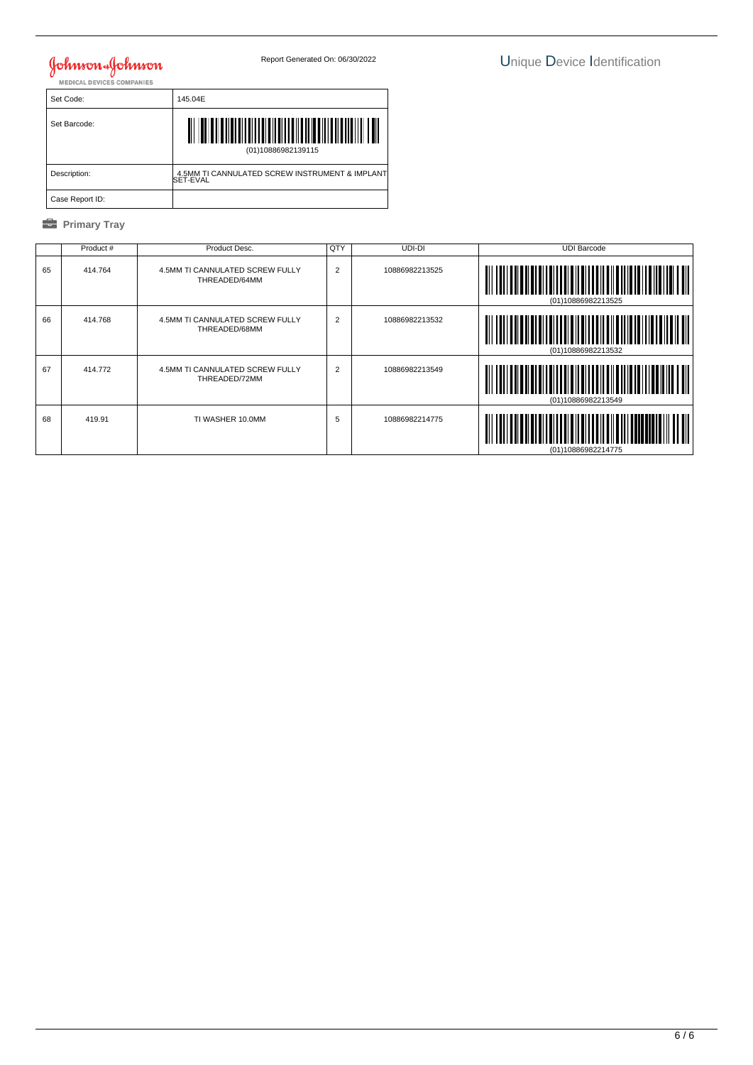Johnson & Johnson
MEDICAL DEVICES COMPANIES

Report Generated On: 06/30/2022

# Unique Device Identification

| | |
|---|---|
| Set Code: | 145.04E |
| Set Barcode: | (01)10886982139115 |
| Description: | 4.5MM TI CANNULATED SCREW INSTRUMENT & IMPLANT SET-EVAL |
| Case Report ID: | |

## Primary Tray

| | Product # | Product Desc. | QTY | UDI-DI | UDI Barcode |
|---|---|---|---|---|---|
| 65 | 414.764 | 4.5MM TI CANNULATED SCREW FULLY THREADED/64MM | 2 | 10886982213525 | (01)10886982213525 |
| 66 | 414.768 | 4.5MM TI CANNULATED SCREW FULLY THREADED/68MM | 2 | 10886982213532 | (01)10886982213532 |
| 67 | 414.772 | 4.5MM TI CANNULATED SCREW FULLY THREADED/72MM | 2 | 10886982213549 | (01)10886982213549 |
| 68 | 419.91 | TI WASHER 10.0MM | 5 | 10886982214775 | (01)10886982214775 |